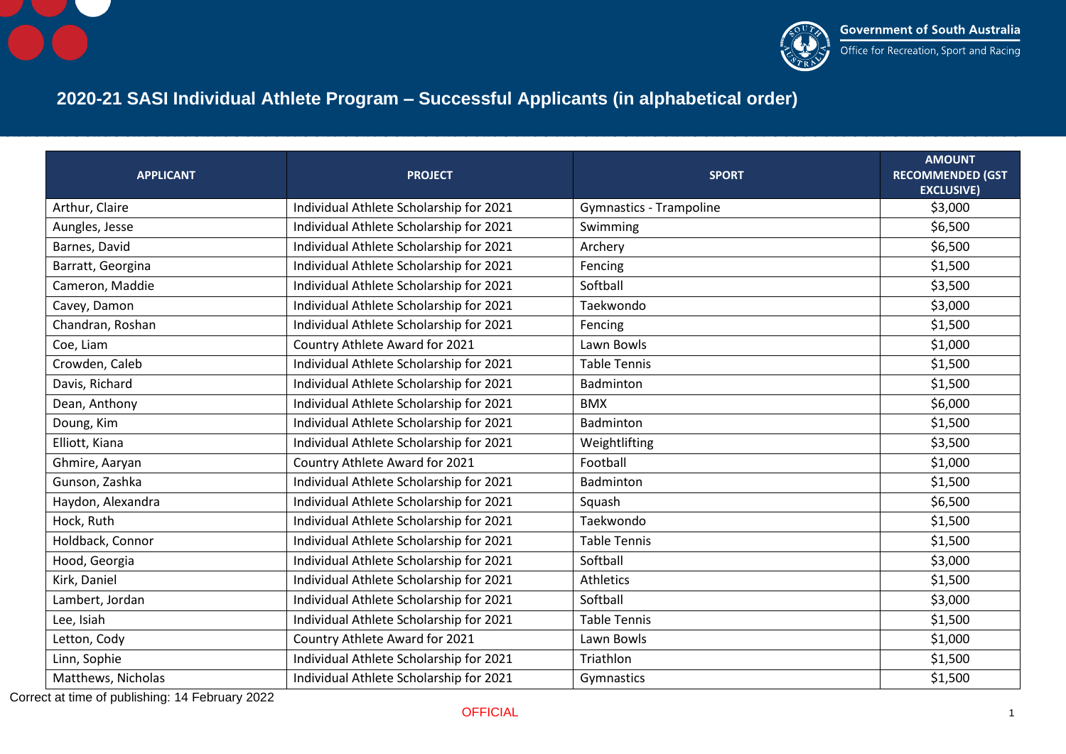# 2020-21 SASI Individual Athlete Program – Successful Applicants (in alphabetical order)

| APPLICANT | PROJECT | SPORT | AMOUNT RECOMMENDED (GST EXCLUSIVE) |
|---|---|---|---|
| Arthur, Claire | Individual Athlete Scholarship for 2021 | Gymnastics - Trampoline | $3,000 |
| Aungles, Jesse | Individual Athlete Scholarship for 2021 | Swimming | $6,500 |
| Barnes, David | Individual Athlete Scholarship for 2021 | Archery | $6,500 |
| Barratt, Georgina | Individual Athlete Scholarship for 2021 | Fencing | $1,500 |
| Cameron, Maddie | Individual Athlete Scholarship for 2021 | Softball | $3,500 |
| Cavey, Damon | Individual Athlete Scholarship for 2021 | Taekwondo | $3,000 |
| Chandran, Roshan | Individual Athlete Scholarship for 2021 | Fencing | $1,500 |
| Coe, Liam | Country Athlete Award for 2021 | Lawn Bowls | $1,000 |
| Crowden, Caleb | Individual Athlete Scholarship for 2021 | Table Tennis | $1,500 |
| Davis, Richard | Individual Athlete Scholarship for 2021 | Badminton | $1,500 |
| Dean, Anthony | Individual Athlete Scholarship for 2021 | BMX | $6,000 |
| Doung, Kim | Individual Athlete Scholarship for 2021 | Badminton | $1,500 |
| Elliott, Kiana | Individual Athlete Scholarship for 2021 | Weightlifting | $3,500 |
| Ghmire, Aaryan | Country Athlete Award for 2021 | Football | $1,000 |
| Gunson, Zashka | Individual Athlete Scholarship for 2021 | Badminton | $1,500 |
| Haydon, Alexandra | Individual Athlete Scholarship for 2021 | Squash | $6,500 |
| Hock, Ruth | Individual Athlete Scholarship for 2021 | Taekwondo | $1,500 |
| Holdback, Connor | Individual Athlete Scholarship for 2021 | Table Tennis | $1,500 |
| Hood, Georgia | Individual Athlete Scholarship for 2021 | Softball | $3,000 |
| Kirk, Daniel | Individual Athlete Scholarship for 2021 | Athletics | $1,500 |
| Lambert, Jordan | Individual Athlete Scholarship for 2021 | Softball | $3,000 |
| Lee, Isiah | Individual Athlete Scholarship for 2021 | Table Tennis | $1,500 |
| Letton, Cody | Country Athlete Award for 2021 | Lawn Bowls | $1,000 |
| Linn, Sophie | Individual Athlete Scholarship for 2021 | Triathlon | $1,500 |
| Matthews, Nicholas | Individual Athlete Scholarship for 2021 | Gymnastics | $1,500 |

Correct at time of publishing: 14 February 2022

OFFICIAL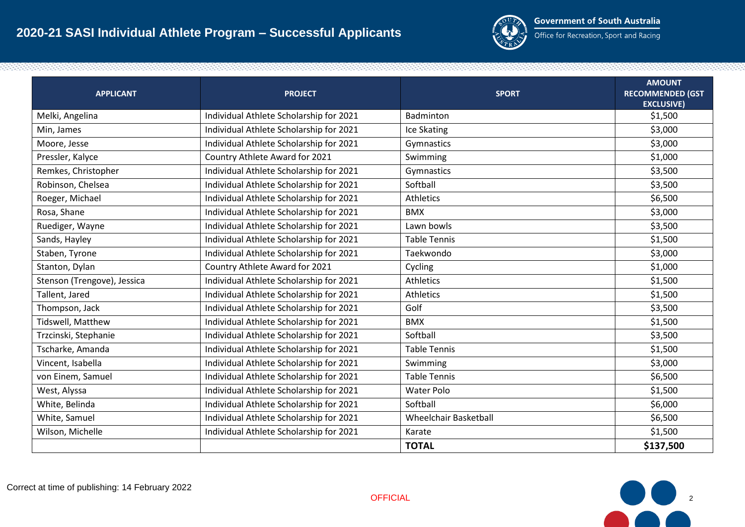# 2020-21 SASI Individual Athlete Program – Successful Applicants

Government of South Australia
Office for Recreation, Sport and Racing

| APPLICANT | PROJECT | SPORT | AMOUNT RECOMMENDED (GST EXCLUSIVE) |
|---|---|---|---|
| Melki, Angelina | Individual Athlete Scholarship for 2021 | Badminton | $1,500 |
| Min, James | Individual Athlete Scholarship for 2021 | Ice Skating | $3,000 |
| Moore, Jesse | Individual Athlete Scholarship for 2021 | Gymnastics | $3,000 |
| Pressler, Kalyce | Country Athlete Award for 2021 | Swimming | $1,000 |
| Remkes, Christopher | Individual Athlete Scholarship for 2021 | Gymnastics | $3,500 |
| Robinson, Chelsea | Individual Athlete Scholarship for 2021 | Softball | $3,500 |
| Roeger, Michael | Individual Athlete Scholarship for 2021 | Athletics | $6,500 |
| Rosa, Shane | Individual Athlete Scholarship for 2021 | BMX | $3,000 |
| Ruediger, Wayne | Individual Athlete Scholarship for 2021 | Lawn bowls | $3,500 |
| Sands, Hayley | Individual Athlete Scholarship for 2021 | Table Tennis | $1,500 |
| Staben, Tyrone | Individual Athlete Scholarship for 2021 | Taekwondo | $3,000 |
| Stanton, Dylan | Country Athlete Award for 2021 | Cycling | $1,000 |
| Stenson (Trengove), Jessica | Individual Athlete Scholarship for 2021 | Athletics | $1,500 |
| Tallent, Jared | Individual Athlete Scholarship for 2021 | Athletics | $1,500 |
| Thompson, Jack | Individual Athlete Scholarship for 2021 | Golf | $3,500 |
| Tidswell, Matthew | Individual Athlete Scholarship for 2021 | BMX | $1,500 |
| Trzcinski, Stephanie | Individual Athlete Scholarship for 2021 | Softball | $3,500 |
| Tscharke, Amanda | Individual Athlete Scholarship for 2021 | Table Tennis | $1,500 |
| Vincent, Isabella | Individual Athlete Scholarship for 2021 | Swimming | $3,000 |
| von Einem, Samuel | Individual Athlete Scholarship for 2021 | Table Tennis | $6,500 |
| West, Alyssa | Individual Athlete Scholarship for 2021 | Water Polo | $1,500 |
| White, Belinda | Individual Athlete Scholarship for 2021 | Softball | $6,000 |
| White, Samuel | Individual Athlete Scholarship for 2021 | Wheelchair Basketball | $6,500 |
| Wilson, Michelle | Individual Athlete Scholarship for 2021 | Karate | $1,500 |
| | | **TOTAL** | **$137,500** |

Correct at time of publishing: 14 February 2022

OFFICIAL